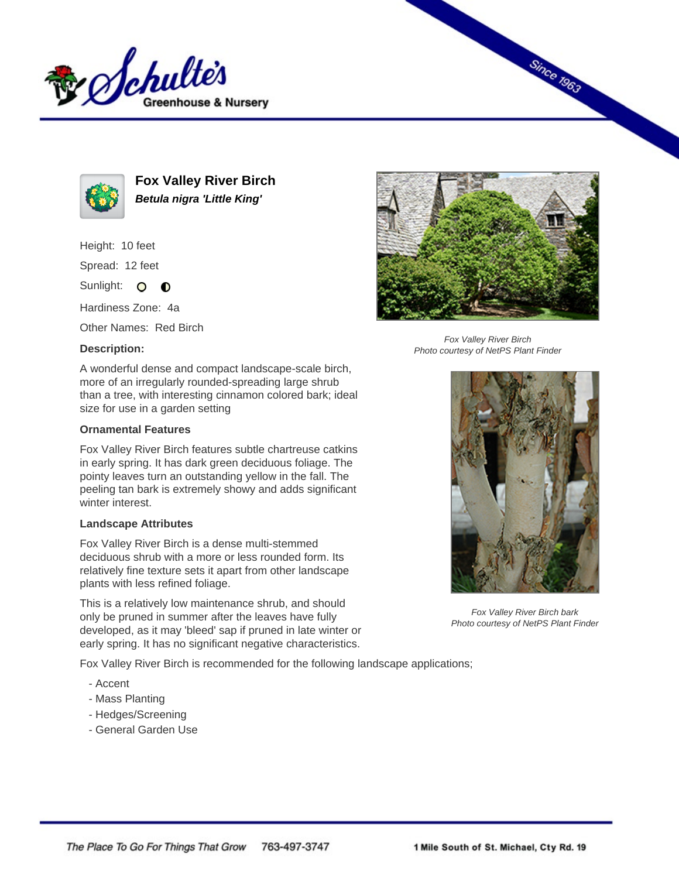# Fox Valley River Birch

***Betula nigra 'Little King'***

Height: 10 feet

Spread: 12 feet

Sunlight: ○ ◐

Hardiness Zone: 4a

Other Names: Red Birch

**Description:**

A wonderful dense and compact landscape-scale birch, more of an irregularly rounded-spreading large shrub than a tree, with interesting cinnamon colored bark; ideal size for use in a garden setting

**Ornamental Features**

Fox Valley River Birch features subtle chartreuse catkins in early spring. It has dark green deciduous foliage. The pointy leaves turn an outstanding yellow in the fall. The peeling tan bark is extremely showy and adds significant winter interest.

**Landscape Attributes**

Fox Valley River Birch is a dense multi-stemmed deciduous shrub with a more or less rounded form. Its relatively fine texture sets it apart from other landscape plants with less refined foliage.

This is a relatively low maintenance shrub, and should only be pruned in summer after the leaves have fully developed, as it may 'bleed' sap if pruned in late winter or early spring. It has no significant negative characteristics.

Fox Valley River Birch is recommended for the following landscape applications;

- Accent
- Mass Planting
- Hedges/Screening
- General Garden Use

*Fox Valley River Birch*
*Photo courtesy of NetPS Plant Finder*

*Fox Valley River Birch bark*
*Photo courtesy of NetPS Plant Finder*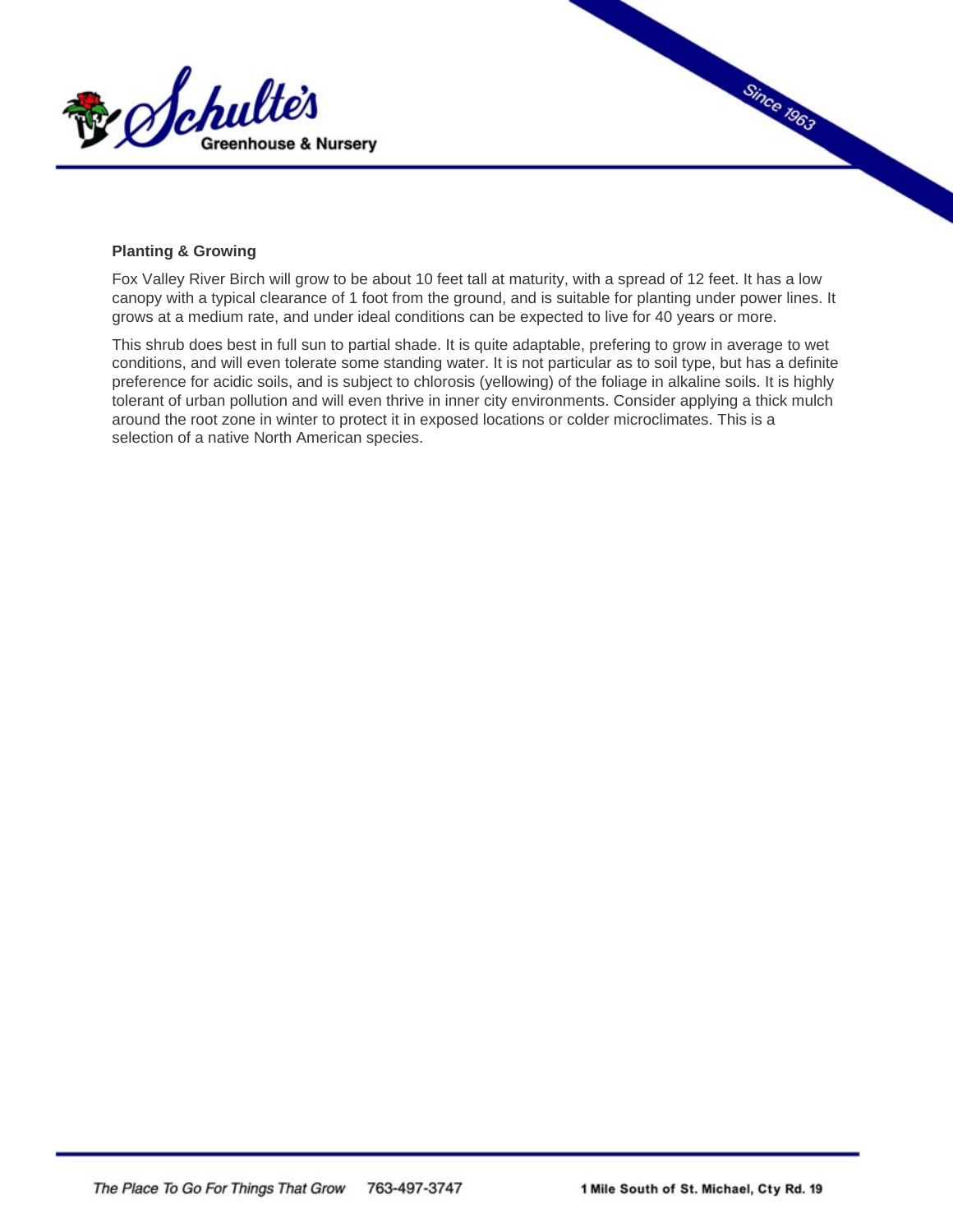## Planting & Growing

Fox Valley River Birch will grow to be about 10 feet tall at maturity, with a spread of 12 feet. It has a low canopy with a typical clearance of 1 foot from the ground, and is suitable for planting under power lines. It grows at a medium rate, and under ideal conditions can be expected to live for 40 years or more.

This shrub does best in full sun to partial shade. It is quite adaptable, prefering to grow in average to wet conditions, and will even tolerate some standing water. It is not particular as to soil type, but has a definite preference for acidic soils, and is subject to chlorosis (yellowing) of the foliage in alkaline soils. It is highly tolerant of urban pollution and will even thrive in inner city environments. Consider applying a thick mulch around the root zone in winter to protect it in exposed locations or colder microclimates. This is a selection of a native North American species.